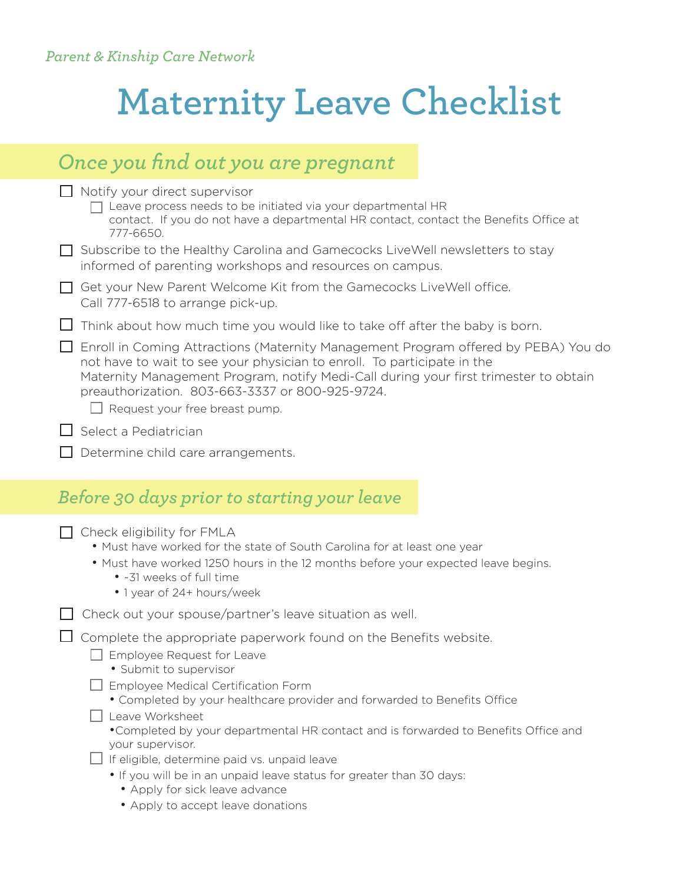*Parent & Kinship Care Network*

# Maternity Leave Checklist

## *Once you find out you are pregnant*

- [ ] Notify your direct supervisor
    - [ ] Leave process needs to be initiated via your departmental HR contact. If you do not have a departmental HR contact, contact the Benefits Office at 777-6650.
- [ ] Subscribe to the Healthy Carolina and Gamecocks LiveWell newsletters to stay informed of parenting workshops and resources on campus.
- [ ] Get your New Parent Welcome Kit from the Gamecocks LiveWell office. Call 777-6518 to arrange pick-up.
- [ ] Think about how much time you would like to take off after the baby is born.
- [ ] Enroll in Coming Attractions (Maternity Management Program offered by PEBA) You do not have to wait to see your physician to enroll. To participate in the Maternity Management Program, notify Medi-Call during your first trimester to obtain preauthorization. 803-663-3337 or 800-925-9724.
    - [ ] Request your free breast pump.
- [ ] Select a Pediatrician
- [ ] Determine child care arrangements.

## *Before 30 days prior to starting your leave*

- [ ] Check eligibility for FMLA
    - Must have worked for the state of South Carolina for at least one year
    - Must have worked 1250 hours in the 12 months before your expected leave begins.
        - ~31 weeks of full time
        - 1 year of 24+ hours/week
- [ ] Check out your spouse/partner's leave situation as well.
- [ ] Complete the appropriate paperwork found on the Benefits website.
    - [ ] Employee Request for Leave
        - Submit to supervisor
    - [ ] Employee Medical Certification Form
        - Completed by your healthcare provider and forwarded to Benefits Office
    - [ ] Leave Worksheet
        - Completed by your departmental HR contact and is forwarded to Benefits Office and your supervisor.
    - [ ] If eligible, determine paid vs. unpaid leave
        - If you will be in an unpaid leave status for greater than 30 days:
            - Apply for sick leave advance
            - Apply to accept leave donations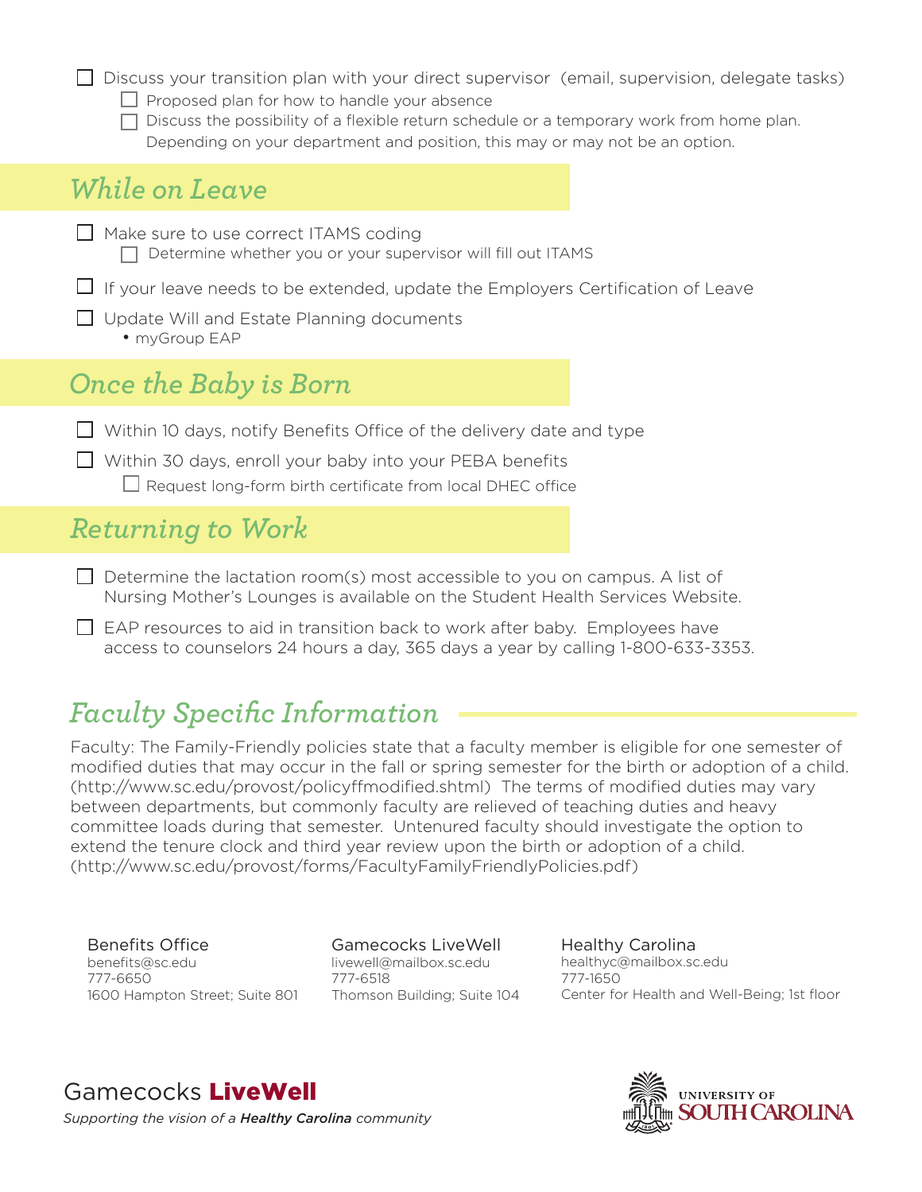- [ ] Discuss your transition plan with your direct supervisor (email, supervision, delegate tasks)
  - [ ] Proposed plan for how to handle your absence
  - [ ] Discuss the possibility of a flexible return schedule or a temporary work from home plan. Depending on your department and position, this may or may not be an option.

## *While on Leave*

- [ ] Make sure to use correct ITAMS coding
  - [ ] Determine whether you or your supervisor will fill out ITAMS
- [ ] If your leave needs to be extended, update the Employers Certification of Leave
- [ ] Update Will and Estate Planning documents
  - myGroup EAP

## *Once the Baby is Born*

- [ ] Within 10 days, notify Benefits Office of the delivery date and type
- [ ] Within 30 days, enroll your baby into your PEBA benefits
  - [ ] Request long-form birth certificate from local DHEC office

## *Returning to Work*

- [ ] Determine the lactation room(s) most accessible to you on campus. A list of Nursing Mother's Lounges is available on the Student Health Services Website.
- [ ] EAP resources to aid in transition back to work after baby. Employees have access to counselors 24 hours a day, 365 days a year by calling 1-800-633-3353.

## *Faculty Specific Information*

Faculty: The Family-Friendly policies state that a faculty member is eligible for one semester of modified duties that may occur in the fall or spring semester for the birth or adoption of a child. (http://www.sc.edu/provost/policyffmodified.shtml) The terms of modified duties may vary between departments, but commonly faculty are relieved of teaching duties and heavy committee loads during that semester. Untenured faculty should investigate the option to extend the tenure clock and third year review upon the birth or adoption of a child. (http://www.sc.edu/provost/forms/FacultyFamilyFriendlyPolicies.pdf)

Benefits Office
benefits@sc.edu
777-6650
1600 Hampton Street; Suite 801

Gamecocks LiveWell
livewell@mailbox.sc.edu
777-6518
Thomson Building; Suite 104

Healthy Carolina
healthyc@mailbox.sc.edu
777-1650
Center for Health and Well-Being; 1st floor

Gamecocks **LiveWell**
*Supporting the vision of a **Healthy Carolina** community*

UNIVERSITY OF SOUTH CAROLINA